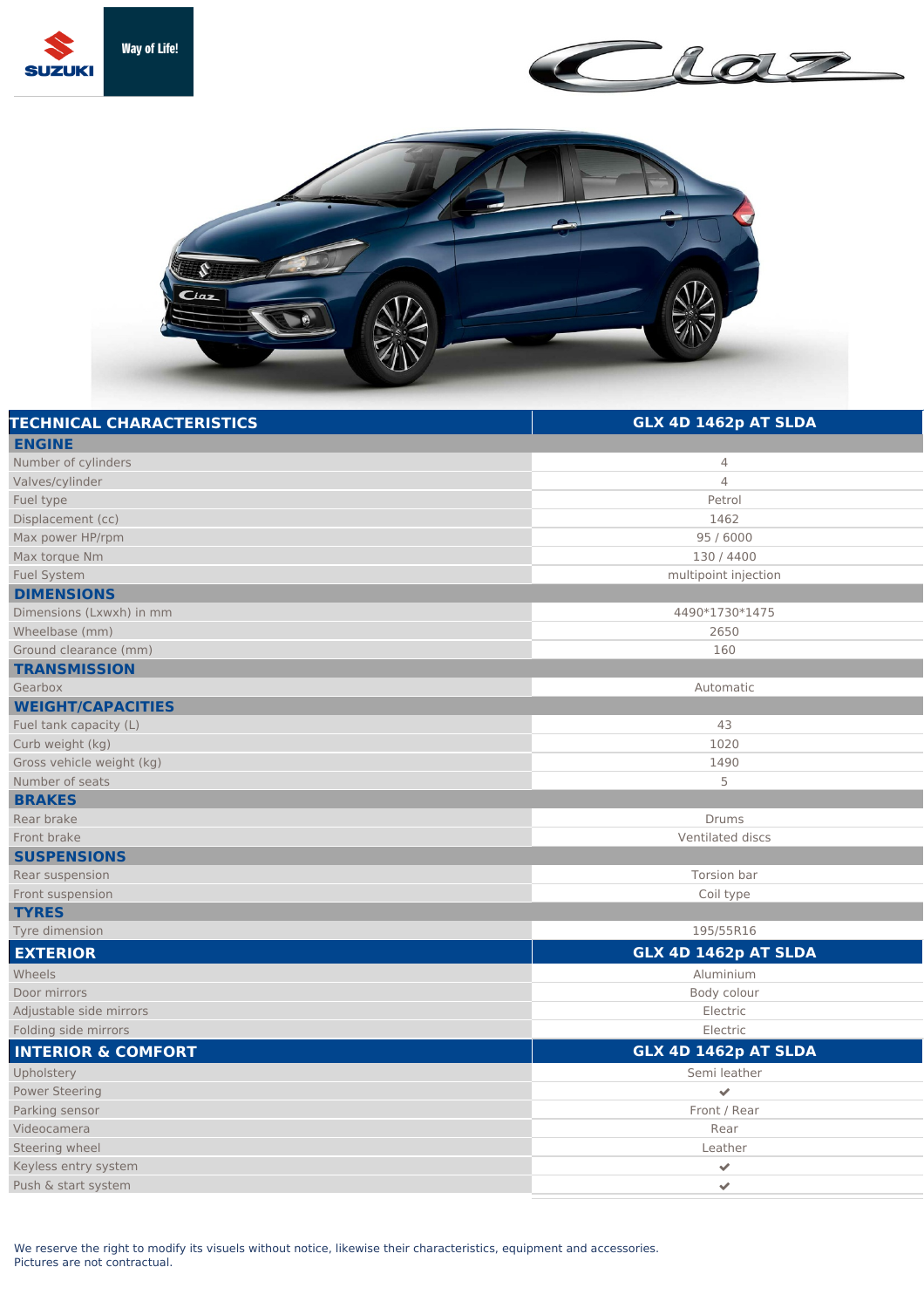Way of Life!

# Ciaz

| TECHNICAL CHARACTERISTICS | GLX 4D 1462p AT SLDA |
| --- | --- |
| **ENGINE** | |
| Number of cylinders | 4 |
| Valves/cylinder | 4 |
| Fuel type | Petrol |
| Displacement (cc) | 1462 |
| Max power HP/rpm | 95 / 6000 |
| Max torque Nm | 130 / 4400 |
| Fuel System | multipoint injection |
| **DIMENSIONS** | |
| Dimensions (Lxwxh) in mm | 4490*1730*1475 |
| Wheelbase (mm) | 2650 |
| Ground clearance (mm) | 160 |
| **TRANSMISSION** | |
| Gearbox | Automatic |
| **WEIGHT/CAPACITIES** | |
| Fuel tank capacity (L) | 43 |
| Curb weight (kg) | 1020 |
| Gross vehicle weight (kg) | 1490 |
| Number of seats | 5 |
| **BRAKES** | |
| Rear brake | Drums |
| Front brake | Ventilated discs |
| **SUSPENSIONS** | |
| Rear suspension | Torsion bar |
| Front suspension | Coil type |
| **TYRES** | |
| Tyre dimension | 195/55R16 |

| EXTERIOR | GLX 4D 1462p AT SLDA |
| --- | --- |
| Wheels | Aluminium |
| Door mirrors | Body colour |
| Adjustable side mirrors | Electric |
| Folding side mirrors | Electric |

| INTERIOR & COMFORT | GLX 4D 1462p AT SLDA |
| --- | --- |
| Upholstery | Semi leather |
| Power Steering | ✔ |
| Parking sensor | Front / Rear |
| Videocamera | Rear |
| Steering wheel | Leather |
| Keyless entry system | ✔ |
| Push & start system | ✔ |

We reserve the right to modify its visuels without notice, likewise their characteristics, equipment and accessories.
Pictures are not contractual.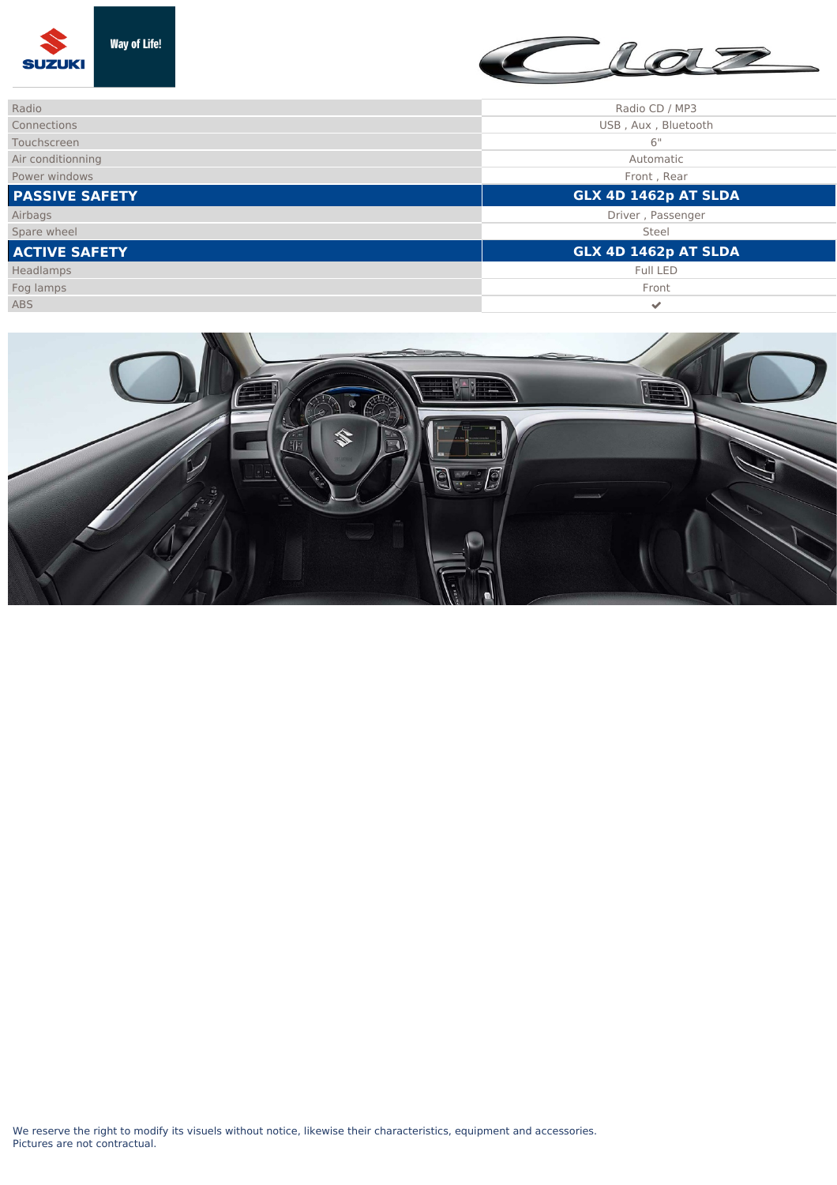| | |
|---|---|
| Radio | Radio CD / MP3 |
| Connections | USB , Aux , Bluetooth |
| Touchscreen | 6" |
| Air conditionning | Automatic |
| Power windows | Front , Rear |
| **PASSIVE SAFETY** | **GLX 4D 1462p AT SLDA** |
| Airbags | Driver , Passenger |
| Spare wheel | Steel |
| **ACTIVE SAFETY** | **GLX 4D 1462p AT SLDA** |
| Headlamps | Full LED |
| Fog lamps | Front |
| ABS | ✔ |

We reserve the right to modify its visuels without notice, likewise their characteristics, equipment and accessories.
Pictures are not contractual.